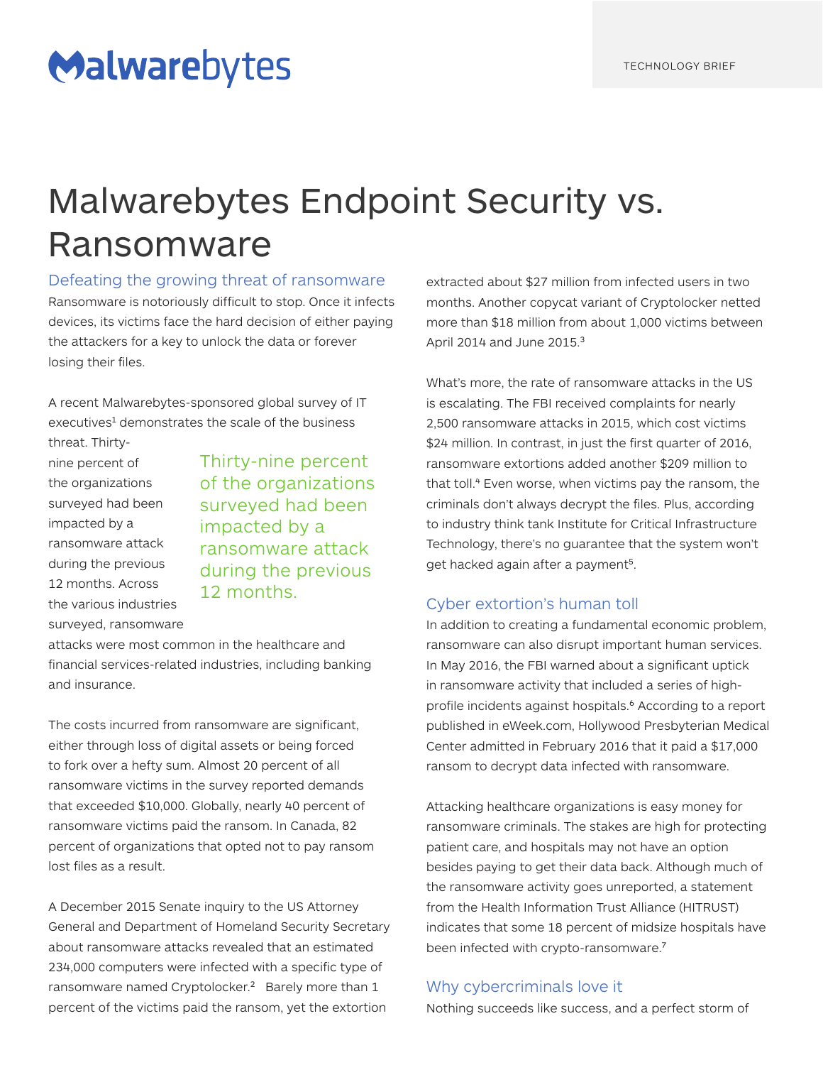Malwarebytes

TECHNOLOGY BRIEF

# Malwarebytes Endpoint Security vs. Ransomware

## Defeating the growing threat of ransomware

Ransomware is notoriously difficult to stop. Once it infects devices, its victims face the hard decision of either paying the attackers for a key to unlock the data or forever losing their files.

A recent Malwarebytes-sponsored global survey of IT executives[1] demonstrates the scale of the business threat. Thirty-nine percent of the organizations surveyed had been impacted by a ransomware attack during the previous 12 months. Across the various industries surveyed, ransomware attacks were most common in the healthcare and financial services-related industries, including banking and insurance.

> Thirty-nine percent of the organizations surveyed had been impacted by a ransomware attack during the previous 12 months.

The costs incurred from ransomware are significant, either through loss of digital assets or being forced to fork over a hefty sum. Almost 20 percent of all ransomware victims in the survey reported demands that exceeded $10,000. Globally, nearly 40 percent of ransomware victims paid the ransom. In Canada, 82 percent of organizations that opted not to pay ransom lost files as a result.

A December 2015 Senate inquiry to the US Attorney General and Department of Homeland Security Secretary about ransomware attacks revealed that an estimated 234,000 computers were infected with a specific type of ransomware named Cryptolocker.[2] Barely more than 1 percent of the victims paid the ransom, yet the extortion extracted about $27 million from infected users in two months. Another copycat variant of Cryptolocker netted more than $18 million from about 1,000 victims between April 2014 and June 2015.[3]

What's more, the rate of ransomware attacks in the US is escalating. The FBI received complaints for nearly 2,500 ransomware attacks in 2015, which cost victims $24 million. In contrast, in just the first quarter of 2016, ransomware extortions added another $209 million to that toll.[4] Even worse, when victims pay the ransom, the criminals don't always decrypt the files. Plus, according to industry think tank Institute for Critical Infrastructure Technology, there's no guarantee that the system won't get hacked again after a payment[5].

## Cyber extortion's human toll

In addition to creating a fundamental economic problem, ransomware can also disrupt important human services. In May 2016, the FBI warned about a significant uptick in ransomware activity that included a series of high-profile incidents against hospitals.[6] According to a report published in eWeek.com, Hollywood Presbyterian Medical Center admitted in February 2016 that it paid a $17,000 ransom to decrypt data infected with ransomware.

Attacking healthcare organizations is easy money for ransomware criminals. The stakes are high for protecting patient care, and hospitals may not have an option besides paying to get their data back. Although much of the ransomware activity goes unreported, a statement from the Health Information Trust Alliance (HITRUST) indicates that some 18 percent of midsize hospitals have been infected with crypto-ransomware.[7]

## Why cybercriminals love it

Nothing succeeds like success, and a perfect storm of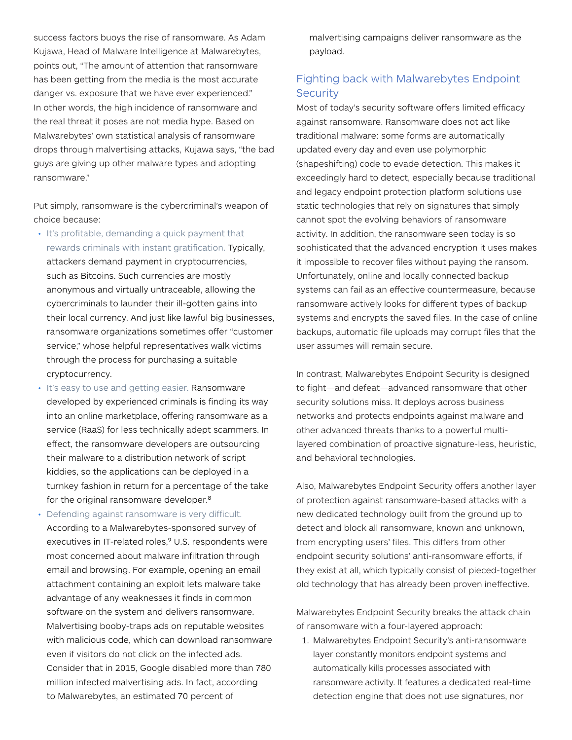success factors buoys the rise of ransomware. As Adam Kujawa, Head of Malware Intelligence at Malwarebytes, points out, "The amount of attention that ransomware has been getting from the media is the most accurate danger vs. exposure that we have ever experienced." In other words, the high incidence of ransomware and the real threat it poses are not media hype. Based on Malwarebytes' own statistical analysis of ransomware drops through malvertising attacks, Kujawa says, "the bad guys are giving up other malware types and adopting ransomware."

Put simply, ransomware is the cybercriminal's weapon of choice because:

- It's profitable, demanding a quick payment that rewards criminals with instant gratification. Typically, attackers demand payment in cryptocurrencies, such as Bitcoins. Such currencies are mostly anonymous and virtually untraceable, allowing the cybercriminals to launder their ill-gotten gains into their local currency. And just like lawful big businesses, ransomware organizations sometimes offer "customer service," whose helpful representatives walk victims through the process for purchasing a suitable cryptocurrency.
- It's easy to use and getting easier. Ransomware developed by experienced criminals is finding its way into an online marketplace, offering ransomware as a service (RaaS) for less technically adept scammers. In effect, the ransomware developers are outsourcing their malware to a distribution network of script kiddies, so the applications can be deployed in a turnkey fashion in return for a percentage of the take for the original ransomware developer.[8]
- Defending against ransomware is very difficult. According to a Malwarebytes-sponsored survey of executives in IT-related roles,[9] U.S. respondents were most concerned about malware infiltration through email and browsing. For example, opening an email attachment containing an exploit lets malware take advantage of any weaknesses it finds in common software on the system and delivers ransomware. Malvertising booby-traps ads on reputable websites with malicious code, which can download ransomware even if visitors do not click on the infected ads. Consider that in 2015, Google disabled more than 780 million infected malvertising ads. In fact, according to Malwarebytes, an estimated 70 percent of malvertising campaigns deliver ransomware as the payload.

## Fighting back with Malwarebytes Endpoint Security

Most of today's security software offers limited efficacy against ransomware. Ransomware does not act like traditional malware: some forms are automatically updated every day and even use polymorphic (shapeshifting) code to evade detection. This makes it exceedingly hard to detect, especially because traditional and legacy endpoint protection platform solutions use static technologies that rely on signatures that simply cannot spot the evolving behaviors of ransomware activity. In addition, the ransomware seen today is so sophisticated that the advanced encryption it uses makes it impossible to recover files without paying the ransom. Unfortunately, online and locally connected backup systems can fail as an effective countermeasure, because ransomware actively looks for different types of backup systems and encrypts the saved files. In the case of online backups, automatic file uploads may corrupt files that the user assumes will remain secure.

In contrast, Malwarebytes Endpoint Security is designed to fight—and defeat—advanced ransomware that other security solutions miss. It deploys across business networks and protects endpoints against malware and other advanced threats thanks to a powerful multi-layered combination of proactive signature-less, heuristic, and behavioral technologies.

Also, Malwarebytes Endpoint Security offers another layer of protection against ransomware-based attacks with a new dedicated technology built from the ground up to detect and block all ransomware, known and unknown, from encrypting users' files. This differs from other endpoint security solutions' anti-ransomware efforts, if they exist at all, which typically consist of pieced-together old technology that has already been proven ineffective.

Malwarebytes Endpoint Security breaks the attack chain of ransomware with a four-layered approach:

1. Malwarebytes Endpoint Security's anti-ransomware layer constantly monitors endpoint systems and automatically kills processes associated with ransomware activity. It features a dedicated real-time detection engine that does not use signatures, nor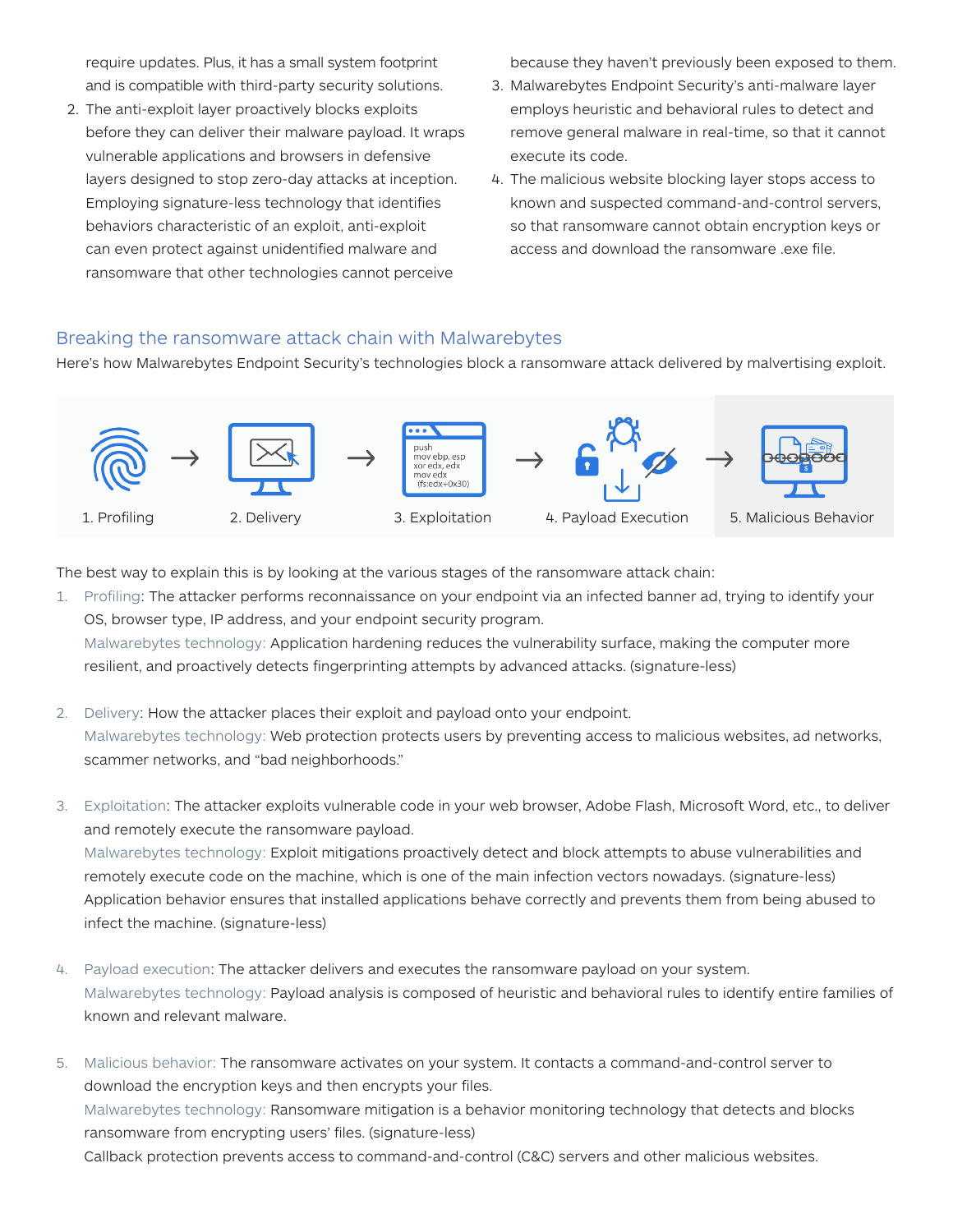require updates. Plus, it has a small system footprint and is compatible with third-party security solutions.

2. The anti-exploit layer proactively blocks exploits before they can deliver their malware payload. It wraps vulnerable applications and browsers in defensive layers designed to stop zero-day attacks at inception. Employing signature-less technology that identifies behaviors characteristic of an exploit, anti-exploit can even protect against unidentified malware and ransomware that other technologies cannot perceive because they haven't previously been exposed to them.
3. Malwarebytes Endpoint Security's anti-malware layer employs heuristic and behavioral rules to detect and remove general malware in real-time, so that it cannot execute its code.
4. The malicious website blocking layer stops access to known and suspected command-and-control servers, so that ransomware cannot obtain encryption keys or access and download the ransomware .exe file.

## Breaking the ransomware attack chain with Malwarebytes

Here's how Malwarebytes Endpoint Security's technologies block a ransomware attack delivered by malvertising exploit.

1. Profiling → 2. Delivery → 3. Exploitation → 4. Payload Execution → 5. Malicious Behavior

The best way to explain this is by looking at the various stages of the ransomware attack chain:

1. Profiling: The attacker performs reconnaissance on your endpoint via an infected banner ad, trying to identify your OS, browser type, IP address, and your endpoint security program.
   Malwarebytes technology: Application hardening reduces the vulnerability surface, making the computer more resilient, and proactively detects fingerprinting attempts by advanced attacks. (signature-less)

2. Delivery: How the attacker places their exploit and payload onto your endpoint.
   Malwarebytes technology: Web protection protects users by preventing access to malicious websites, ad networks, scammer networks, and "bad neighborhoods."

3. Exploitation: The attacker exploits vulnerable code in your web browser, Adobe Flash, Microsoft Word, etc., to deliver and remotely execute the ransomware payload.
   Malwarebytes technology: Exploit mitigations proactively detect and block attempts to abuse vulnerabilities and remotely execute code on the machine, which is one of the main infection vectors nowadays. (signature-less)
   Application behavior ensures that installed applications behave correctly and prevents them from being abused to infect the machine. (signature-less)

4. Payload execution: The attacker delivers and executes the ransomware payload on your system.
   Malwarebytes technology: Payload analysis is composed of heuristic and behavioral rules to identify entire families of known and relevant malware.

5. Malicious behavior: The ransomware activates on your system. It contacts a command-and-control server to download the encryption keys and then encrypts your files.
   Malwarebytes technology: Ransomware mitigation is a behavior monitoring technology that detects and blocks ransomware from encrypting users' files. (signature-less)
   Callback protection prevents access to command-and-control (C&C) servers and other malicious websites.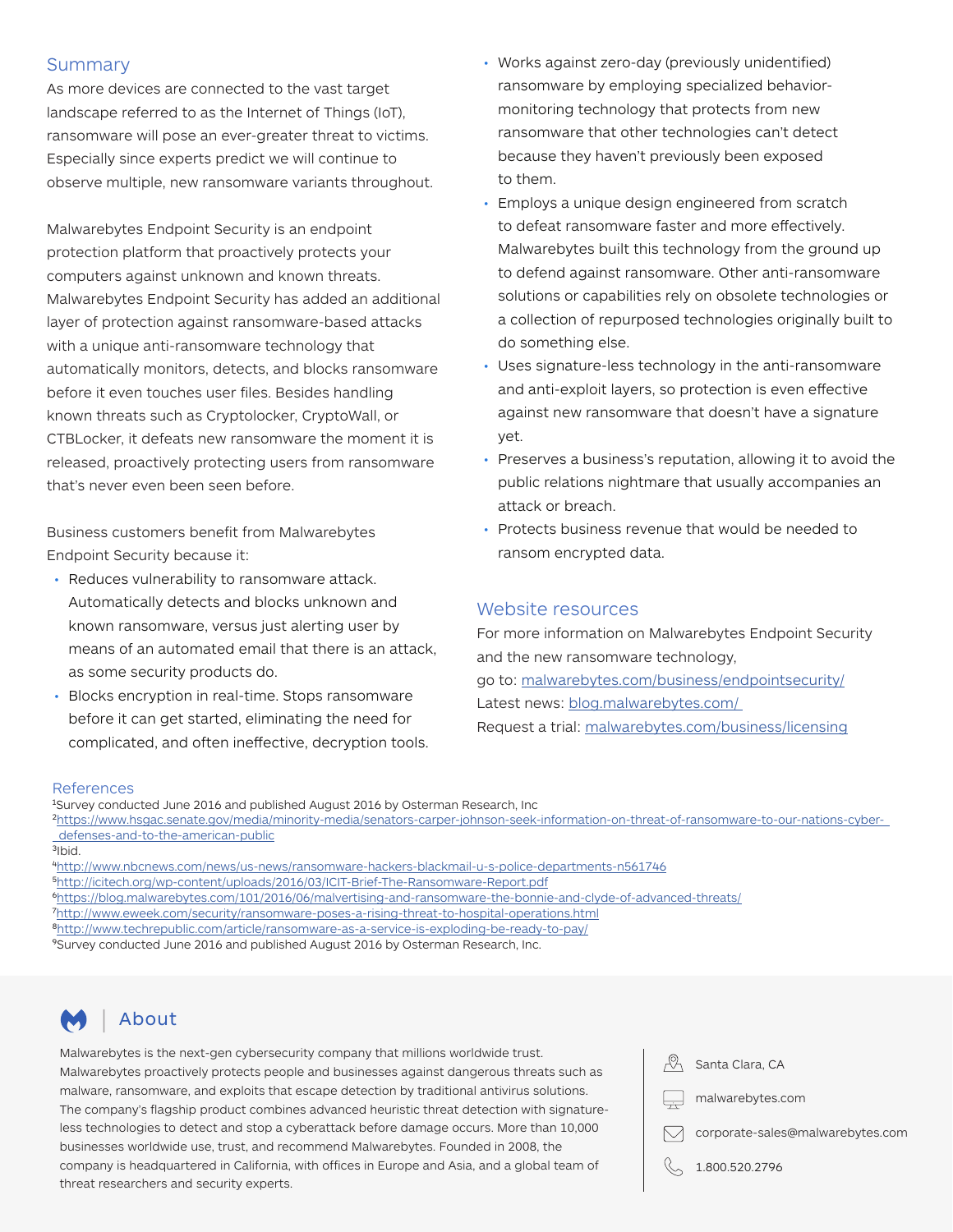## Summary

As more devices are connected to the vast target landscape referred to as the Internet of Things (IoT), ransomware will pose an ever-greater threat to victims. Especially since experts predict we will continue to observe multiple, new ransomware variants throughout.

Malwarebytes Endpoint Security is an endpoint protection platform that proactively protects your computers against unknown and known threats. Malwarebytes Endpoint Security has added an additional layer of protection against ransomware-based attacks with a unique anti-ransomware technology that automatically monitors, detects, and blocks ransomware before it even touches user files. Besides handling known threats such as Cryptolocker, CryptoWall, or CTBLocker, it defeats new ransomware the moment it is released, proactively protecting users from ransomware that's never even been seen before.

Business customers benefit from Malwarebytes Endpoint Security because it:

- Reduces vulnerability to ransomware attack. Automatically detects and blocks unknown and known ransomware, versus just alerting user by means of an automated email that there is an attack, as some security products do.
- Blocks encryption in real-time. Stops ransomware before it can get started, eliminating the need for complicated, and often ineffective, decryption tools.
- Works against zero-day (previously unidentified) ransomware by employing specialized behavior-monitoring technology that protects from new ransomware that other technologies can't detect because they haven't previously been exposed to them.
- Employs a unique design engineered from scratch to defeat ransomware faster and more effectively. Malwarebytes built this technology from the ground up to defend against ransomware. Other anti-ransomware solutions or capabilities rely on obsolete technologies or a collection of repurposed technologies originally built to do something else.
- Uses signature-less technology in the anti-ransomware and anti-exploit layers, so protection is even effective against new ransomware that doesn't have a signature yet.
- Preserves a business's reputation, allowing it to avoid the public relations nightmare that usually accompanies an attack or breach.
- Protects business revenue that would be needed to ransom encrypted data.

## Website resources

For more information on Malwarebytes Endpoint Security and the new ransomware technology,
go to: malwarebytes.com/business/endpointsecurity/
Latest news: blog.malwarebytes.com/
Request a trial: malwarebytes.com/business/licensing

## References

[1] Survey conducted June 2016 and published August 2016 by Osterman Research, Inc
[2] https://www.hsgac.senate.gov/media/minority-media/senators-carper-johnson-seek-information-on-threat-of-ransomware-to-our-nations-cyber-defenses-and-to-the-american-public
[3] Ibid.
[4] http://www.nbcnews.com/news/us-news/ransomware-hackers-blackmail-u-s-police-departments-n561746
[5] http://icitech.org/wp-content/uploads/2016/03/ICIT-Brief-The-Ransomware-Report.pdf
[6] https://blog.malwarebytes.com/101/2016/06/malvertising-and-ransomware-the-bonnie-and-clyde-of-advanced-threats/
[7] http://www.eweek.com/security/ransomware-poses-a-rising-threat-to-hospital-operations.html
[8] http://www.techrepublic.com/article/ransomware-as-a-service-is-exploding-be-ready-to-pay/
[9] Survey conducted June 2016 and published August 2016 by Osterman Research, Inc.

## About

Malwarebytes is the next-gen cybersecurity company that millions worldwide trust. Malwarebytes proactively protects people and businesses against dangerous threats such as malware, ransomware, and exploits that escape detection by traditional antivirus solutions. The company's flagship product combines advanced heuristic threat detection with signature-less technologies to detect and stop a cyberattack before damage occurs. More than 10,000 businesses worldwide use, trust, and recommend Malwarebytes. Founded in 2008, the company is headquartered in California, with offices in Europe and Asia, and a global team of threat researchers and security experts.

Santa Clara, CA
malwarebytes.com
corporate-sales@malwarebytes.com
1.800.520.2796